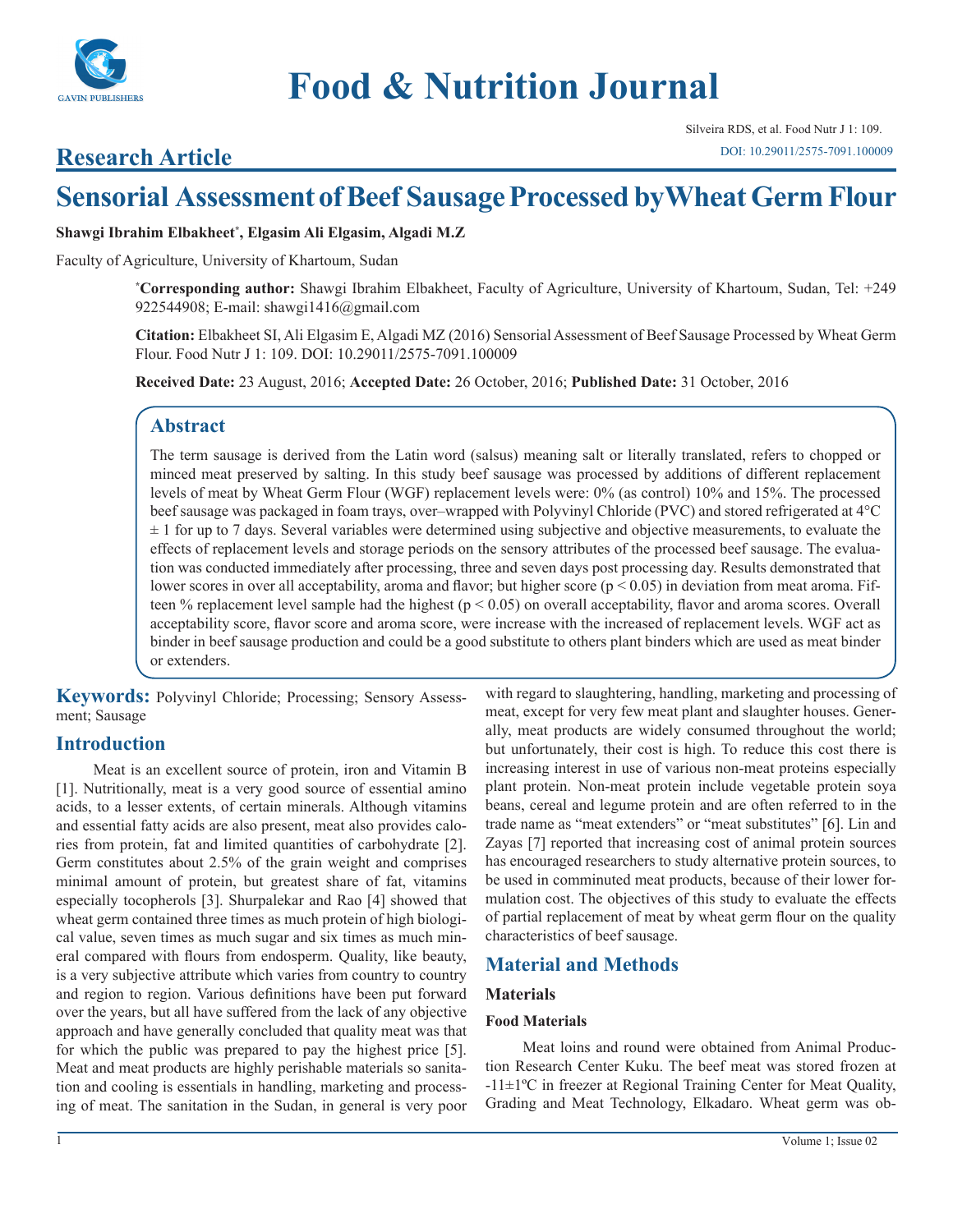## Research Article

# Sensorial Assessment of Beef Sausage Processed by Wheat Germ Flour

**Shawgi Ibrahim Elbakheet*, Elgasim Ali Elgasim, Algadi M.Z**

Faculty of Agriculture, University of Khartoum, Sudan

***Corresponding author:** Shawgi Ibrahim Elbakheet, Faculty of Agriculture, University of Khartoum, Sudan, Tel: +249 922544908; E-mail: shawgi1416@gmail.com

**Citation:** Elbakheet SI, Ali Elgasim E, Algadi MZ (2016) Sensorial Assessment of Beef Sausage Processed by Wheat Germ Flour. Food Nutr J 1: 109. DOI: 10.29011/2575-7091.100009

**Received Date:** 23 August, 2016; **Accepted Date:** 26 October, 2016; **Published Date:** 31 October, 2016

## Abstract

The term sausage is derived from the Latin word (salsus) meaning salt or literally translated, refers to chopped or minced meat preserved by salting. In this study beef sausage was processed by additions of different replacement levels of meat by Wheat Germ Flour (WGF) replacement levels were: 0% (as control) 10% and 15%. The processed beef sausage was packaged in foam trays, over–wrapped with Polyvinyl Chloride (PVC) and stored refrigerated at 4°C ± 1 for up to 7 days. Several variables were determined using subjective and objective measurements, to evaluate the effects of replacement levels and storage periods on the sensory attributes of the processed beef sausage. The evaluation was conducted immediately after processing, three and seven days post processing day. Results demonstrated that lower scores in over all acceptability, aroma and flavor; but higher score ($p < 0.05$) in deviation from meat aroma. Fifteen % replacement level sample had the highest ($p < 0.05$) on overall acceptability, flavor and aroma scores. Overall acceptability score, flavor score and aroma score, were increase with the increased of replacement levels. WGF act as binder in beef sausage production and could be a good substitute to others plant binders which are used as meat binder or extenders.

**Keywords:** Polyvinyl Chloride; Processing; Sensory Assessment; Sausage

## Introduction

Meat is an excellent source of protein, iron and Vitamin B [1]. Nutritionally, meat is a very good source of essential amino acids, to a lesser extents, of certain minerals. Although vitamins and essential fatty acids are also present, meat also provides calories from protein, fat and limited quantities of carbohydrate [2]. Germ constitutes about 2.5% of the grain weight and comprises minimal amount of protein, but greatest share of fat, vitamins especially tocopherols [3]. Shurpalekar and Rao [4] showed that wheat germ contained three times as much protein of high biological value, seven times as much sugar and six times as much mineral compared with flours from endosperm. Quality, like beauty, is a very subjective attribute which varies from country to country and region to region. Various definitions have been put forward over the years, but all have suffered from the lack of any objective approach and have generally concluded that quality meat was that for which the public was prepared to pay the highest price [5]. Meat and meat products are highly perishable materials so sanitation and cooling is essentials in handling, marketing and processing of meat. The sanitation in the Sudan, in general is very poor with regard to slaughtering, handling, marketing and processing of meat, except for very few meat plant and slaughter houses. Generally, meat products are widely consumed throughout the world; but unfortunately, their cost is high. To reduce this cost there is increasing interest in use of various non-meat proteins especially plant protein. Non-meat protein include vegetable protein soya beans, cereal and legume protein and are often referred to in the trade name as "meat extenders" or "meat substitutes" [6]. Lin and Zayas [7] reported that increasing cost of animal protein sources has encouraged researchers to study alternative protein sources, to be used in comminuted meat products, because of their lower formulation cost. The objectives of this study to evaluate the effects of partial replacement of meat by wheat germ flour on the quality characteristics of beef sausage.

## Material and Methods

### Materials

#### Food Materials

Meat loins and round were obtained from Animal Production Research Center Kuku. The beef meat was stored frozen at -11±1ºC in freezer at Regional Training Center for Meat Quality, Grading and Meat Technology, Elkadaro. Wheat germ was ob-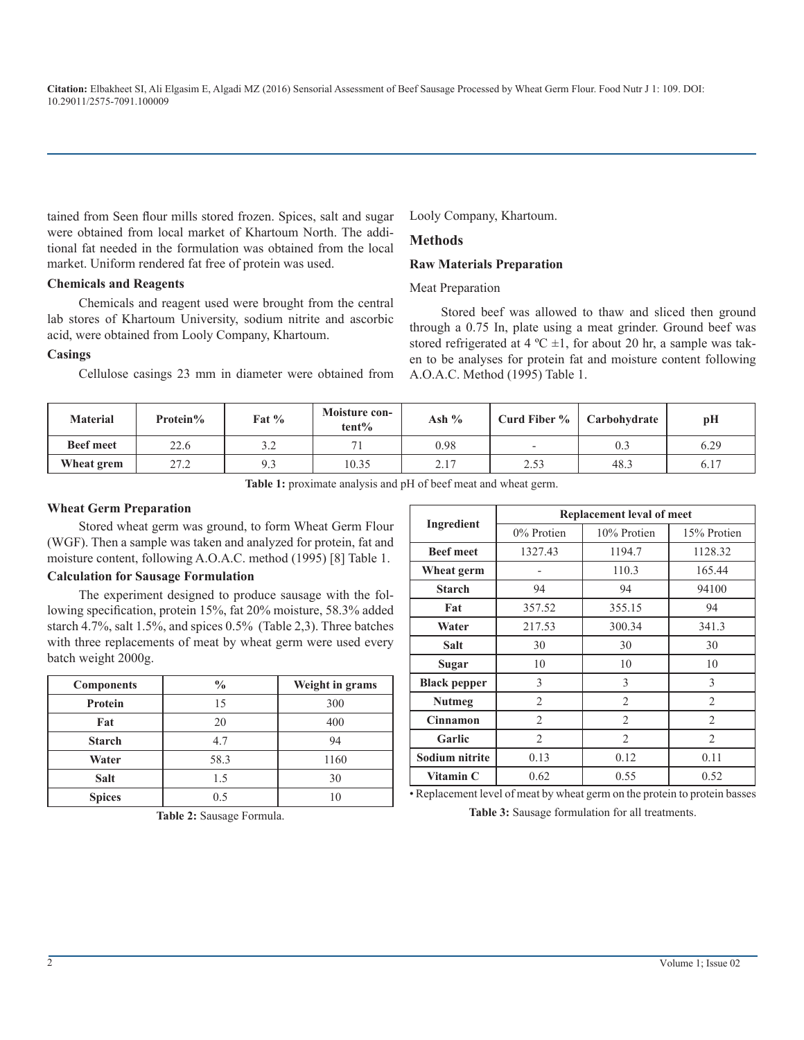tained from Seen flour mills stored frozen. Spices, salt and sugar were obtained from local market of Khartoum North. The additional fat needed in the formulation was obtained from the local market. Uniform rendered fat free of protein was used.

### Chemicals and Reagents

Chemicals and reagent used were brought from the central lab stores of Khartoum University, sodium nitrite and ascorbic acid, were obtained from Looly Company, Khartoum.

### Casings

Cellulose casings 23 mm in diameter were obtained from Looly Company, Khartoum.

## Methods

### Raw Materials Preparation

Meat Preparation

Stored beef was allowed to thaw and sliced then ground through a 0.75 In, plate using a meat grinder. Ground beef was stored refrigerated at 4 ºC ±1, for about 20 hr, a sample was taken to be analyses for protein fat and moisture content following A.O.A.C. Method (1995) Table 1.

| Material | Protein% | Fat % | Moisture content% | Ash % | Curd Fiber % | Carbohydrate | pH |
|---|---|---|---|---|---|---|---|
| Beef meet | 22.6 | 3.2 | 71 | 0.98 | - | 0.3 | 6.29 |
| Wheat grem | 27.2 | 9.3 | 10.35 | 2.17 | 2.53 | 48.3 | 6.17 |

**Table 1:** proximate analysis and pH of beef meat and wheat germ.

### Wheat Germ Preparation

Stored wheat germ was ground, to form Wheat Germ Flour (WGF). Then a sample was taken and analyzed for protein, fat and moisture content, following A.O.A.C. method (1995) [8] Table 1.

### Calculation for Sausage Formulation

The experiment designed to produce sausage with the following specification, protein 15%, fat 20% moisture, 58.3% added starch 4.7%, salt 1.5%, and spices 0.5% (Table 2,3). Three batches with three replacements of meat by wheat germ were used every batch weight 2000g.

| Components | % | Weight in grams |
|---|---|---|
| Protein | 15 | 300 |
| Fat | 20 | 400 |
| Starch | 4.7 | 94 |
| Water | 58.3 | 1160 |
| Salt | 1.5 | 30 |
| Spices | 0.5 | 10 |

**Table 2:** Sausage Formula.

| Ingredient | Replacement leval of meet | | |
|---|---|---|---|
| | 0% Protien | 10% Protien | 15% Protien |
| Beef meet | 1327.43 | 1194.7 | 1128.32 |
| Wheat germ | - | 110.3 | 165.44 |
| Starch | 94 | 94 | 94100 |
| Fat | 357.52 | 355.15 | 94 |
| Water | 217.53 | 300.34 | 341.3 |
| Salt | 30 | 30 | 30 |
| Sugar | 10 | 10 | 10 |
| Black pepper | 3 | 3 | 3 |
| Nutmeg | 2 | 2 | 2 |
| Cinnamon | 2 | 2 | 2 |
| Garlic | 2 | 2 | 2 |
| Sodium nitrite | 0.13 | 0.12 | 0.11 |
| Vitamin C | 0.62 | 0.55 | 0.52 |

• Replacement level of meat by wheat germ on the protein to protein basses

**Table 3:** Sausage formulation for all treatments.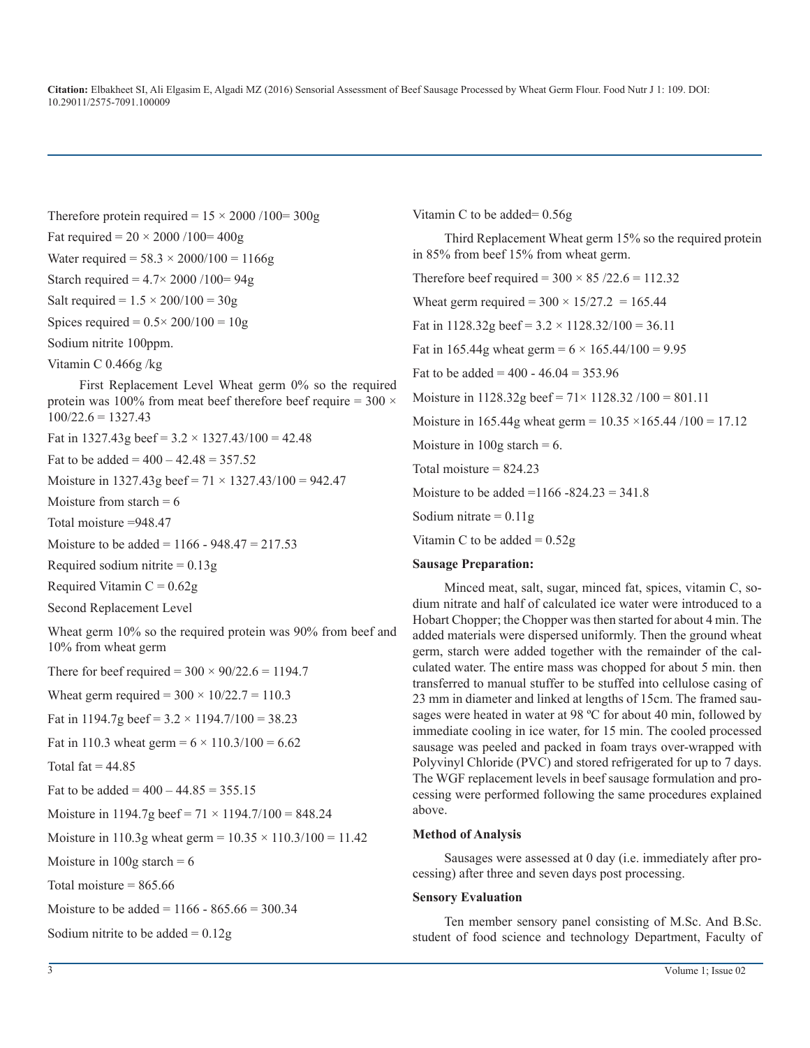Therefore protein required = $15 \times 2000 / 100 = 300$g

Fat required = $20 \times 2000 / 100 = 400$g

Water required = $58.3 \times 2000/100 = 1166$g

Starch required = $4.7 \times 2000 / 100 = 94$g

Salt required = $1.5 \times 200/100 = 30$g

Spices required = $0.5 \times 200/100 = 10$g

Sodium nitrite 100ppm.

Vitamin C 0.466g /kg

First Replacement Level Wheat germ 0% so the required protein was 100% from meat beef therefore beef require = $300 \times 100/22.6 = 1327.43$

Fat in 1327.43g beef = $3.2 \times 1327.43/100 = 42.48$

Fat to be added = $400 - 42.48 = 357.52$

Moisture in 1327.43g beef = $71 \times 1327.43/100 = 942.47$

Moisture from starch = 6

Total moisture =948.47

Moisture to be added = $1166 - 948.47 = 217.53$

Required sodium nitrite = 0.13g

Required Vitamin C = 0.62g

Second Replacement Level

Wheat germ 10% so the required protein was 90% from beef and 10% from wheat germ

There for beef required = $300 \times 90/22.6 = 1194.7$

Wheat germ required = $300 \times 10/22.7 = 110.3$

Fat in 1194.7g beef = $3.2 \times 1194.7/100 = 38.23$

Fat in 110.3 wheat germ = $6 \times 110.3/100 = 6.62$

Total fat = 44.85

Fat to be added = $400 - 44.85 = 355.15$

Moisture in 1194.7g beef = $71 \times 1194.7/100 = 848.24$

Moisture in 110.3g wheat germ = $10.35 \times 110.3/100 = 11.42$

Moisture in 100g starch = 6

Total moisture = 865.66

Moisture to be added = $1166 - 865.66 = 300.34$

Sodium nitrite to be added = 0.12g

Vitamin C to be added= 0.56g

Third Replacement Wheat germ 15% so the required protein in 85% from beef 15% from wheat germ.

Therefore beef required = $300 \times 85 / 22.6 = 112.32$

Wheat germ required = $300 \times 15/27.2 = 165.44$

Fat in 1128.32g beef = $3.2 \times 1128.32/100 = 36.11$

Fat in 165.44g wheat germ = $6 \times 165.44/100 = 9.95$

Fat to be added = $400 - 46.04 = 353.96$

Moisture in 1128.32g beef = $71 \times 1128.32 / 100 = 801.11$

Moisture in 165.44g wheat germ = $10.35 \times 165.44 / 100 = 17.12$

Moisture in 100g starch = 6.

Total moisture = 824.23

Moisture to be added =$1166 - 824.23 = 341.8$

Sodium nitrate = 0.11g

Vitamin C to be added = 0.52g

**Sausage Preparation:**

Minced meat, salt, sugar, minced fat, spices, vitamin C, sodium nitrate and half of calculated ice water were introduced to a Hobart Chopper; the Chopper was then started for about 4 min. The added materials were dispersed uniformly. Then the ground wheat germ, starch were added together with the remainder of the calculated water. The entire mass was chopped for about 5 min. then transferred to manual stuffer to be stuffed into cellulose casing of 23 mm in diameter and linked at lengths of 15cm. The framed sausages were heated in water at 98 ºC for about 40 min, followed by immediate cooling in ice water, for 15 min. The cooled processed sausage was peeled and packed in foam trays over-wrapped with Polyvinyl Chloride (PVC) and stored refrigerated for up to 7 days. The WGF replacement levels in beef sausage formulation and processing were performed following the same procedures explained above.

**Method of Analysis**

Sausages were assessed at 0 day (i.e. immediately after processing) after three and seven days post processing.

**Sensory Evaluation**

Ten member sensory panel consisting of M.Sc. And B.Sc. student of food science and technology Department, Faculty of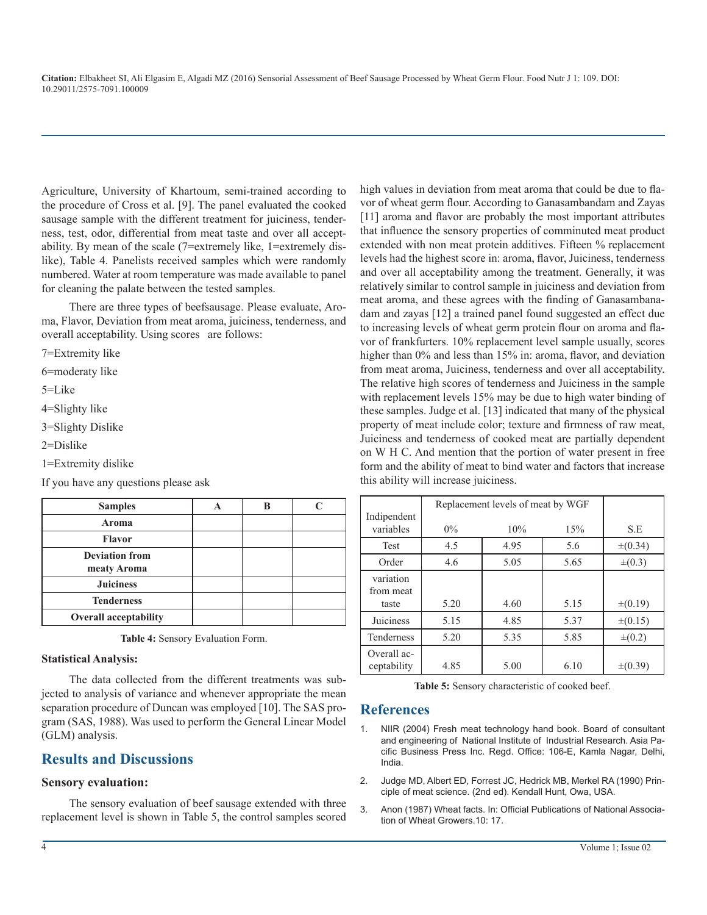Agriculture, University of Khartoum, semi-trained according to the procedure of Cross et al. [9]. The panel evaluated the cooked sausage sample with the different treatment for juiciness, tenderness, test, odor, differential from meat taste and over all acceptability. By mean of the scale (7=extremely like, 1=extremely dislike), Table 4. Panelists received samples which were randomly numbered. Water at room temperature was made available to panel for cleaning the palate between the tested samples.

There are three types of beefsausage. Please evaluate, Aroma, Flavor, Deviation from meat aroma, juiciness, tenderness, and overall acceptability. Using scores are follows:

7=Extremity like

6=moderaty like

5=Like

4=Slighty like

3=Slighty Dislike

2=Dislike

1=Extremity dislike

If you have any questions please ask

| Samples | A | B | C |
|---|---|---|---|
| Aroma | | | |
| Flavor | | | |
| Deviation from meaty Aroma | | | |
| Juiciness | | | |
| Tenderness | | | |
| Overall acceptability | | | |

**Table 4:** Sensory Evaluation Form.

**Statistical Analysis:**

The data collected from the different treatments was subjected to analysis of variance and whenever appropriate the mean separation procedure of Duncan was employed [10]. The SAS program (SAS, 1988). Was used to perform the General Linear Model (GLM) analysis.

## Results and Discussions

### Sensory evaluation:

The sensory evaluation of beef sausage extended with three replacement level is shown in Table 5, the control samples scored high values in deviation from meat aroma that could be due to flavor of wheat germ flour. According to Ganasambandam and Zayas [11] aroma and flavor are probably the most important attributes that influence the sensory properties of comminuted meat product extended with non meat protein additives. Fifteen % replacement levels had the highest score in: aroma, flavor, Juiciness, tenderness and over all acceptability among the treatment. Generally, it was relatively similar to control sample in juiciness and deviation from meat aroma, and these agrees with the finding of Ganasambanadam and zayas [12] a trained panel found suggested an effect due to increasing levels of wheat germ protein flour on aroma and flavor of frankfurters. 10% replacement level sample usually, scores higher than 0% and less than 15% in: aroma, flavor, and deviation from meat aroma, Juiciness, tenderness and over all acceptability. The relative high scores of tenderness and Juiciness in the sample with replacement levels 15% may be due to high water binding of these samples. Judge et al. [13] indicated that many of the physical property of meat include color; texture and firmness of raw meat, Juiciness and tenderness of cooked meat are partially dependent on W H C. And mention that the portion of water present in free form and the ability of meat to bind water and factors that increase this ability will increase juiciness.

| Indipendent variables | Replacement levels of meat by WGF | | | S.E |
|---|---|---|---|---|
| | 0% | 10% | 15% | |
| Test | 4.5 | 4.95 | 5.6 | ±(0.34) |
| Order | 4.6 | 5.05 | 5.65 | ±(0.3) |
| variation from meat taste | 5.20 | 4.60 | 5.15 | ±(0.19) |
| Juiciness | 5.15 | 4.85 | 5.37 | ±(0.15) |
| Tenderness | 5.20 | 5.35 | 5.85 | ±(0.2) |
| Overall acceptability | 4.85 | 5.00 | 6.10 | ±(0.39) |

**Table 5:** Sensory characteristic of cooked beef.

## References

1. NIIR (2004) Fresh meat technology hand book. Board of consultant and engineering of National Institute of Industrial Research. Asia Pacific Business Press Inc. Regd. Office: 106-E, Kamla Nagar, Delhi, India.
2. Judge MD, Albert ED, Forrest JC, Hedrick MB, Merkel RA (1990) Principle of meat science. (2nd ed). Kendall Hunt, Owa, USA.
3. Anon (1987) Wheat facts. In: Official Publications of National Association of Wheat Growers.10: 17.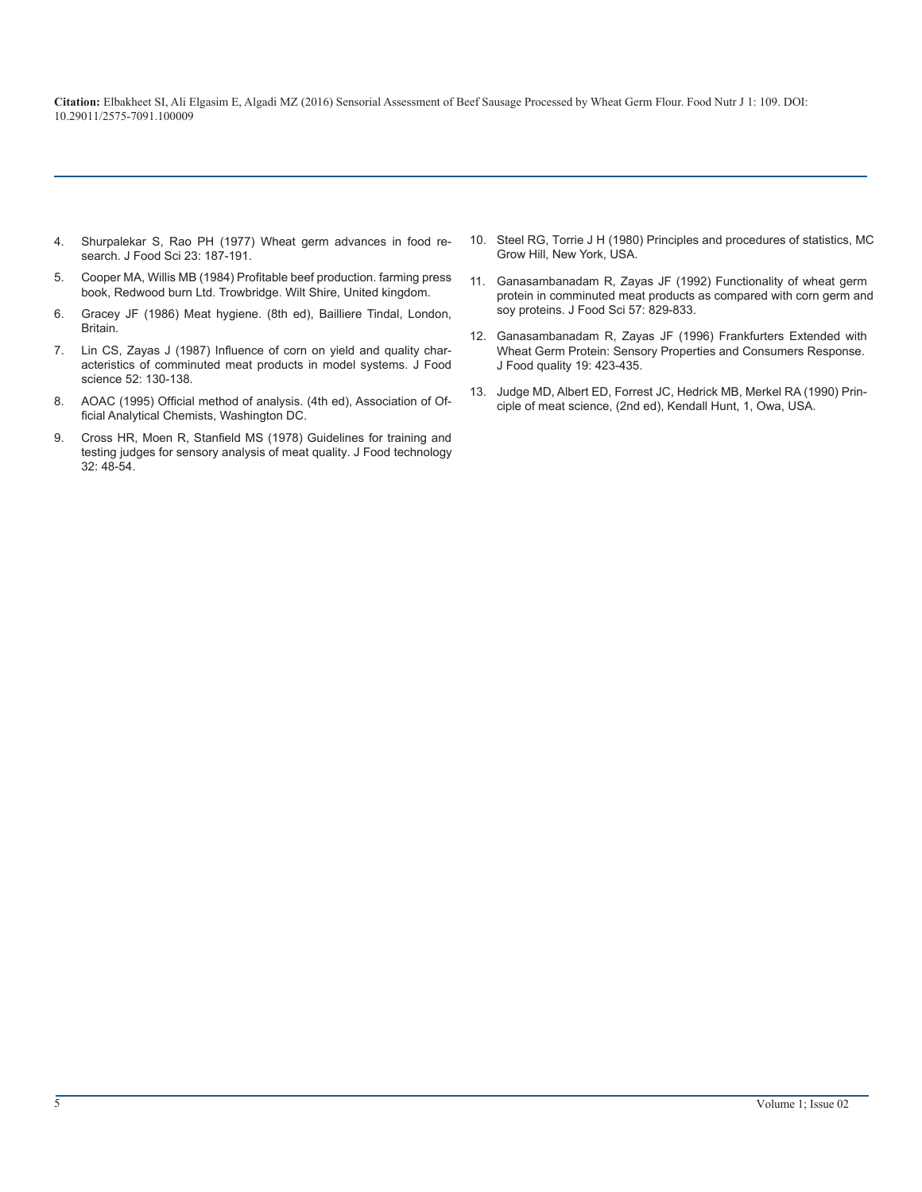4. Shurpalekar S, Rao PH (1977) Wheat germ advances in food research. J Food Sci 23: 187-191.
5. Cooper MA, Willis MB (1984) Profitable beef production. farming press book, Redwood burn Ltd. Trowbridge. Wilt Shire, United kingdom.
6. Gracey JF (1986) Meat hygiene. (8th ed), Bailliere Tindal, London, Britain.
7. Lin CS, Zayas J (1987) Influence of corn on yield and quality characteristics of comminuted meat products in model systems. J Food science 52: 130-138.
8. AOAC (1995) Official method of analysis. (4th ed), Association of Official Analytical Chemists, Washington DC.
9. Cross HR, Moen R, Stanfield MS (1978) Guidelines for training and testing judges for sensory analysis of meat quality. J Food technology 32: 48-54.
10. Steel RG, Torrie J H (1980) Principles and procedures of statistics, MC Grow Hill, New York, USA.
11. Ganasambanadam R, Zayas JF (1992) Functionality of wheat germ protein in comminuted meat products as compared with corn germ and soy proteins. J Food Sci 57: 829-833.
12. Ganasambanadam R, Zayas JF (1996) Frankfurters Extended with Wheat Germ Protein: Sensory Properties and Consumers Response. J Food quality 19: 423-435.
13. Judge MD, Albert ED, Forrest JC, Hedrick MB, Merkel RA (1990) Principle of meat science, (2nd ed), Kendall Hunt, 1, Owa, USA.